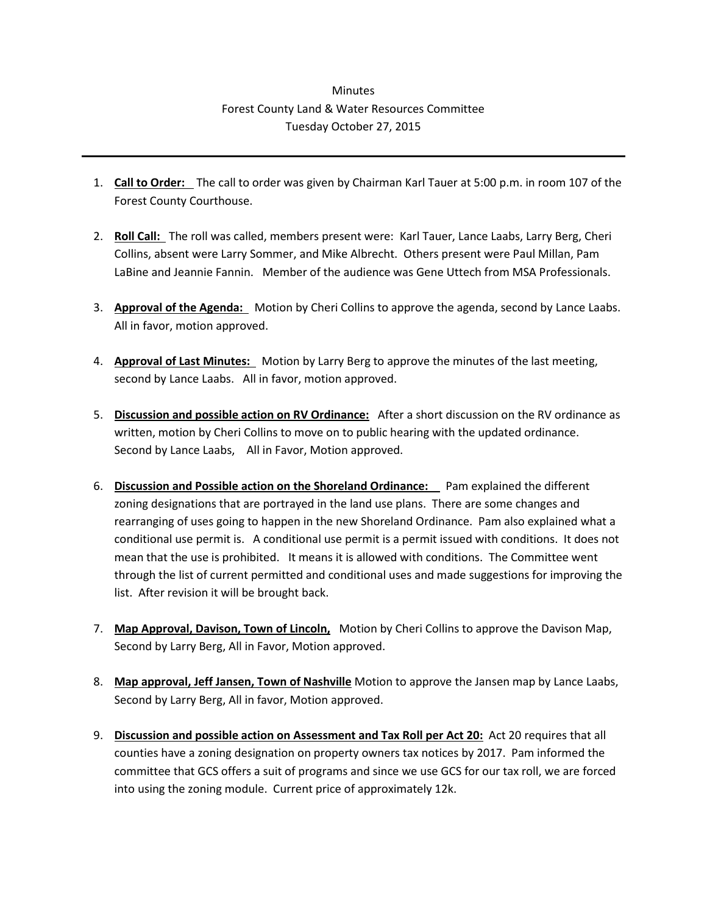Minutes

Forest County Land & Water Resources Committee

Tuesday October 27, 2015

---

1. **<u>Call to Order:</u>** The call to order was given by Chairman Karl Tauer at 5:00 p.m. in room 107 of the Forest County Courthouse.

2. **<u>Roll Call:</u>** The roll was called, members present were: Karl Tauer, Lance Laabs, Larry Berg, Cheri Collins, absent were Larry Sommer, and Mike Albrecht. Others present were Paul Millan, Pam LaBine and Jeannie Fannin. Member of the audience was Gene Uttech from MSA Professionals.

3. **<u>Approval of the Agenda:</u>** Motion by Cheri Collins to approve the agenda, second by Lance Laabs. All in favor, motion approved.

4. **<u>Approval of Last Minutes:</u>** Motion by Larry Berg to approve the minutes of the last meeting, second by Lance Laabs. All in favor, motion approved.

5. **<u>Discussion and possible action on RV Ordinance:</u>** After a short discussion on the RV ordinance as written, motion by Cheri Collins to move on to public hearing with the updated ordinance. Second by Lance Laabs, All in Favor, Motion approved.

6. **<u>Discussion and Possible action on the Shoreland Ordinance:</u>** Pam explained the different zoning designations that are portrayed in the land use plans. There are some changes and rearranging of uses going to happen in the new Shoreland Ordinance. Pam also explained what a conditional use permit is. A conditional use permit is a permit issued with conditions. It does not mean that the use is prohibited. It means it is allowed with conditions. The Committee went through the list of current permitted and conditional uses and made suggestions for improving the list. After revision it will be brought back.

7. **<u>Map Approval, Davison, Town of Lincoln,</u>** Motion by Cheri Collins to approve the Davison Map, Second by Larry Berg, All in Favor, Motion approved.

8. **<u>Map approval, Jeff Jansen, Town of Nashville</u>** Motion to approve the Jansen map by Lance Laabs, Second by Larry Berg, All in favor, Motion approved.

9. **<u>Discussion and possible action on Assessment and Tax Roll per Act 20:</u>** Act 20 requires that all counties have a zoning designation on property owners tax notices by 2017. Pam informed the committee that GCS offers a suit of programs and since we use GCS for our tax roll, we are forced into using the zoning module. Current price of approximately 12k.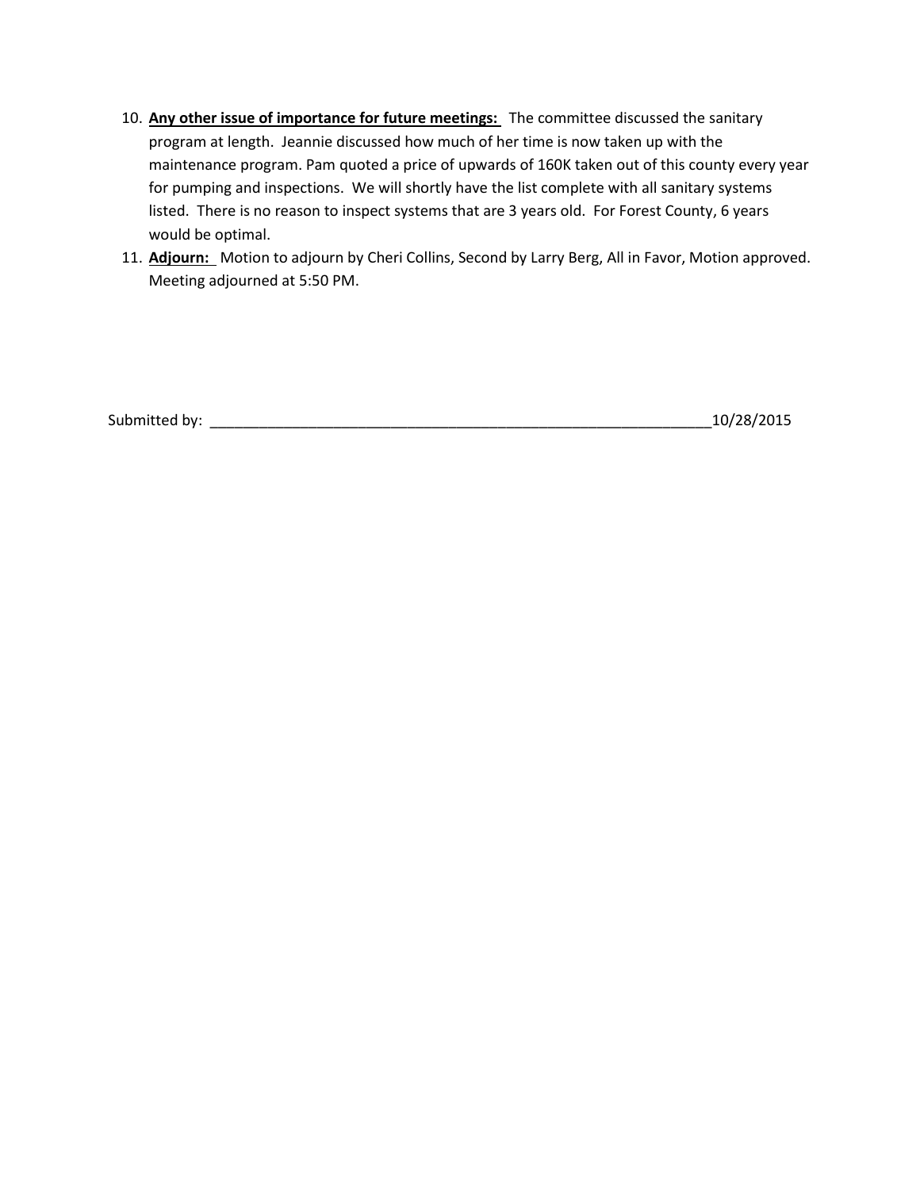10. **Any other issue of importance for future meetings:** The committee discussed the sanitary program at length. Jeannie discussed how much of her time is now taken up with the maintenance program. Pam quoted a price of upwards of 160K taken out of this county every year for pumping and inspections. We will shortly have the list complete with all sanitary systems listed. There is no reason to inspect systems that are 3 years old. For Forest County, 6 years would be optimal.
11. **Adjourn:** Motion to adjourn by Cheri Collins, Second by Larry Berg, All in Favor, Motion approved. Meeting adjourned at 5:50 PM.

Submitted by: ________________________________________________________________10/28/2015